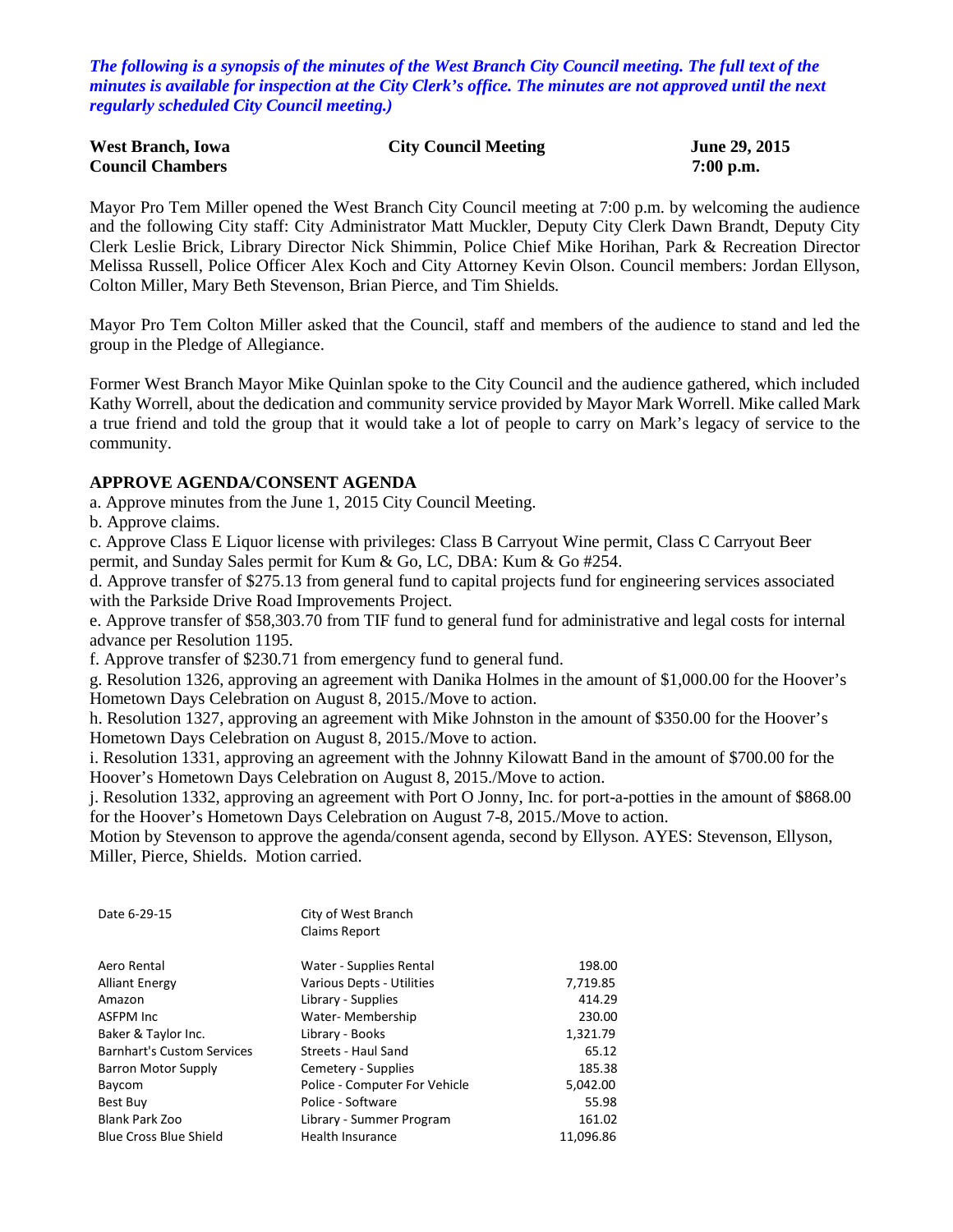***The following is a synopsis of the minutes of the West Branch City Council meeting. The full text of the minutes is available for inspection at the City Clerk's office. The minutes are not approved until the next regularly scheduled City Council meeting.)***

| **West Branch, Iowa** | **City Council Meeting** | **June 29, 2015** |
|---|---|---|
| **Council Chambers** | | **7:00 p.m.** |

Mayor Pro Tem Miller opened the West Branch City Council meeting at 7:00 p.m. by welcoming the audience and the following City staff: City Administrator Matt Muckler, Deputy City Clerk Dawn Brandt, Deputy City Clerk Leslie Brick, Library Director Nick Shimmin, Police Chief Mike Horihan, Park & Recreation Director Melissa Russell, Police Officer Alex Koch and City Attorney Kevin Olson. Council members: Jordan Ellyson, Colton Miller, Mary Beth Stevenson, Brian Pierce, and Tim Shields.

Mayor Pro Tem Colton Miller asked that the Council, staff and members of the audience to stand and led the group in the Pledge of Allegiance.

Former West Branch Mayor Mike Quinlan spoke to the City Council and the audience gathered, which included Kathy Worrell, about the dedication and community service provided by Mayor Mark Worrell. Mike called Mark a true friend and told the group that it would take a lot of people to carry on Mark's legacy of service to the community.

**APPROVE AGENDA/CONSENT AGENDA**

a. Approve minutes from the June 1, 2015 City Council Meeting.
b. Approve claims.
c. Approve Class E Liquor license with privileges: Class B Carryout Wine permit, Class C Carryout Beer permit, and Sunday Sales permit for Kum & Go, LC, DBA: Kum & Go #254.
d. Approve transfer of $275.13 from general fund to capital projects fund for engineering services associated with the Parkside Drive Road Improvements Project.
e. Approve transfer of $58,303.70 from TIF fund to general fund for administrative and legal costs for internal advance per Resolution 1195.
f. Approve transfer of $230.71 from emergency fund to general fund.
g. Resolution 1326, approving an agreement with Danika Holmes in the amount of $1,000.00 for the Hoover's Hometown Days Celebration on August 8, 2015./Move to action.
h. Resolution 1327, approving an agreement with Mike Johnston in the amount of $350.00 for the Hoover's Hometown Days Celebration on August 8, 2015./Move to action.
i. Resolution 1331, approving an agreement with the Johnny Kilowatt Band in the amount of $700.00 for the Hoover's Hometown Days Celebration on August 8, 2015./Move to action.
j. Resolution 1332, approving an agreement with Port O Jonny, Inc. for port-a-potties in the amount of $868.00 for the Hoover's Hometown Days Celebration on August 7-8, 2015./Move to action.

Motion by Stevenson to approve the agenda/consent agenda, second by Ellyson. AYES: Stevenson, Ellyson, Miller, Pierce, Shields. Motion carried.

| Date 6-29-15 | City of West Branch Claims Report | |
|---|---|---|
| Aero Rental | Water - Supplies Rental | 198.00 |
| Alliant Energy | Various Depts - Utilities | 7,719.85 |
| Amazon | Library - Supplies | 414.29 |
| ASFPM Inc | Water- Membership | 230.00 |
| Baker & Taylor Inc. | Library - Books | 1,321.79 |
| Barnhart's Custom Services | Streets - Haul Sand | 65.12 |
| Barron Motor Supply | Cemetery - Supplies | 185.38 |
| Baycom | Police - Computer For Vehicle | 5,042.00 |
| Best Buy | Police - Software | 55.98 |
| Blank Park Zoo | Library - Summer Program | 161.02 |
| Blue Cross Blue Shield | Health Insurance | 11,096.86 |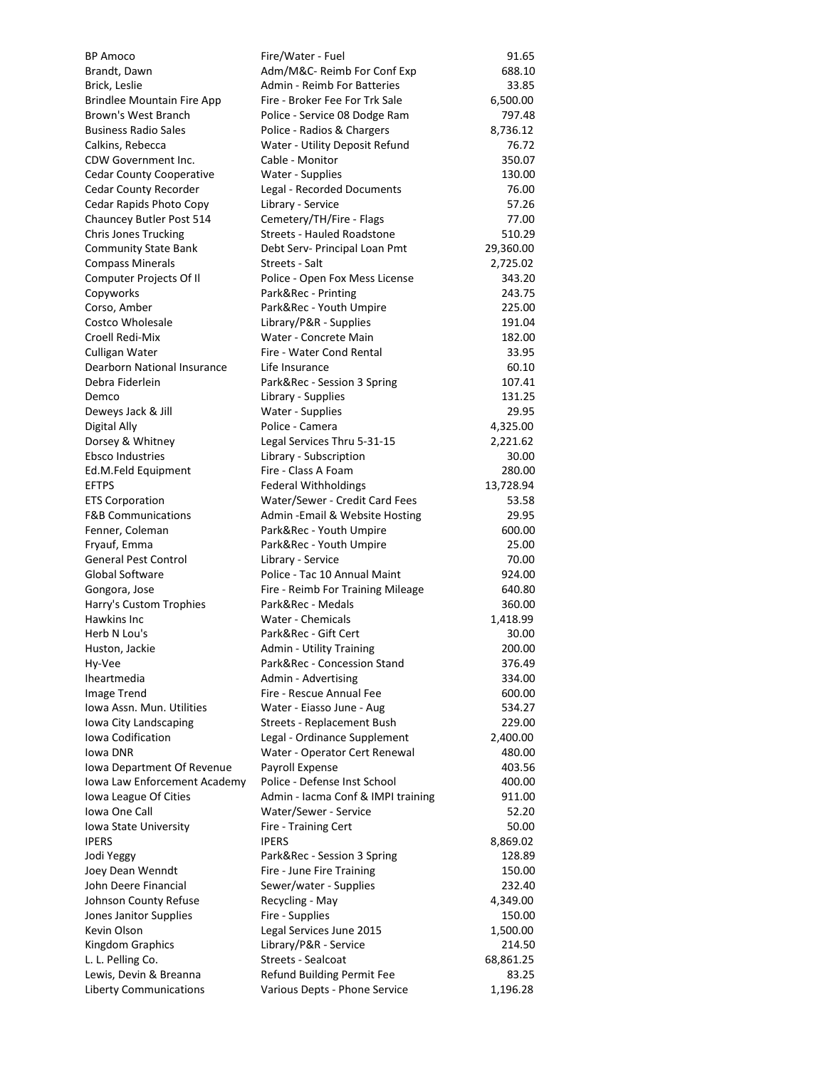| | | |
|---|---|---|
| BP Amoco | Fire/Water - Fuel | 91.65 |
| Brandt, Dawn | Adm/M&C- Reimb For Conf Exp | 688.10 |
| Brick, Leslie | Admin - Reimb For Batteries | 33.85 |
| Brindlee Mountain Fire App | Fire - Broker Fee For Trk Sale | 6,500.00 |
| Brown's West Branch | Police - Service 08 Dodge Ram | 797.48 |
| Business Radio Sales | Police - Radios & Chargers | 8,736.12 |
| Calkins, Rebecca | Water - Utility Deposit Refund | 76.72 |
| CDW Government Inc. | Cable - Monitor | 350.07 |
| Cedar County Cooperative | Water - Supplies | 130.00 |
| Cedar County Recorder | Legal - Recorded Documents | 76.00 |
| Cedar Rapids Photo Copy | Library - Service | 57.26 |
| Chauncey Butler Post 514 | Cemetery/TH/Fire - Flags | 77.00 |
| Chris Jones Trucking | Streets - Hauled Roadstone | 510.29 |
| Community State Bank | Debt Serv- Principal Loan Pmt | 29,360.00 |
| Compass Minerals | Streets - Salt | 2,725.02 |
| Computer Projects Of Il | Police - Open Fox Mess License | 343.20 |
| Copyworks | Park&Rec - Printing | 243.75 |
| Corso, Amber | Park&Rec - Youth Umpire | 225.00 |
| Costco Wholesale | Library/P&R - Supplies | 191.04 |
| Croell Redi-Mix | Water - Concrete Main | 182.00 |
| Culligan Water | Fire - Water Cond Rental | 33.95 |
| Dearborn National Insurance | Life Insurance | 60.10 |
| Debra Fiderlein | Park&Rec - Session 3 Spring | 107.41 |
| Demco | Library - Supplies | 131.25 |
| Deweys Jack & Jill | Water - Supplies | 29.95 |
| Digital Ally | Police - Camera | 4,325.00 |
| Dorsey & Whitney | Legal Services Thru 5-31-15 | 2,221.62 |
| Ebsco Industries | Library - Subscription | 30.00 |
| Ed.M.Feld Equipment | Fire - Class A Foam | 280.00 |
| EFTPS | Federal Withholdings | 13,728.94 |
| ETS Corporation | Water/Sewer - Credit Card Fees | 53.58 |
| F&B Communications | Admin -Email & Website Hosting | 29.95 |
| Fenner, Coleman | Park&Rec - Youth Umpire | 600.00 |
| Fryauf, Emma | Park&Rec - Youth Umpire | 25.00 |
| General Pest Control | Library - Service | 70.00 |
| Global Software | Police - Tac 10 Annual Maint | 924.00 |
| Gongora, Jose | Fire - Reimb For Training Mileage | 640.80 |
| Harry's Custom Trophies | Park&Rec - Medals | 360.00 |
| Hawkins Inc | Water - Chemicals | 1,418.99 |
| Herb N Lou's | Park&Rec - Gift Cert | 30.00 |
| Huston, Jackie | Admin - Utility Training | 200.00 |
| Hy-Vee | Park&Rec - Concession Stand | 376.49 |
| Iheartmedia | Admin - Advertising | 334.00 |
| Image Trend | Fire - Rescue Annual Fee | 600.00 |
| Iowa Assn. Mun. Utilities | Water - Eiasso June - Aug | 534.27 |
| Iowa City Landscaping | Streets - Replacement Bush | 229.00 |
| Iowa Codification | Legal - Ordinance Supplement | 2,400.00 |
| Iowa DNR | Water - Operator Cert Renewal | 480.00 |
| Iowa Department Of Revenue | Payroll Expense | 403.56 |
| Iowa Law Enforcement Academy | Police - Defense Inst School | 400.00 |
| Iowa League Of Cities | Admin - Iacma Conf & IMPI training | 911.00 |
| Iowa One Call | Water/Sewer - Service | 52.20 |
| Iowa State University | Fire - Training Cert | 50.00 |
| IPERS | IPERS | 8,869.02 |
| Jodi Yeggy | Park&Rec - Session 3 Spring | 128.89 |
| Joey Dean Wenndt | Fire - June Fire Training | 150.00 |
| John Deere Financial | Sewer/water - Supplies | 232.40 |
| Johnson County Refuse | Recycling - May | 4,349.00 |
| Jones Janitor Supplies | Fire - Supplies | 150.00 |
| Kevin Olson | Legal Services June 2015 | 1,500.00 |
| Kingdom Graphics | Library/P&R - Service | 214.50 |
| L. L. Pelling Co. | Streets - Sealcoat | 68,861.25 |
| Lewis, Devin & Breanna | Refund Building Permit Fee | 83.25 |
| Liberty Communications | Various Depts - Phone Service | 1,196.28 |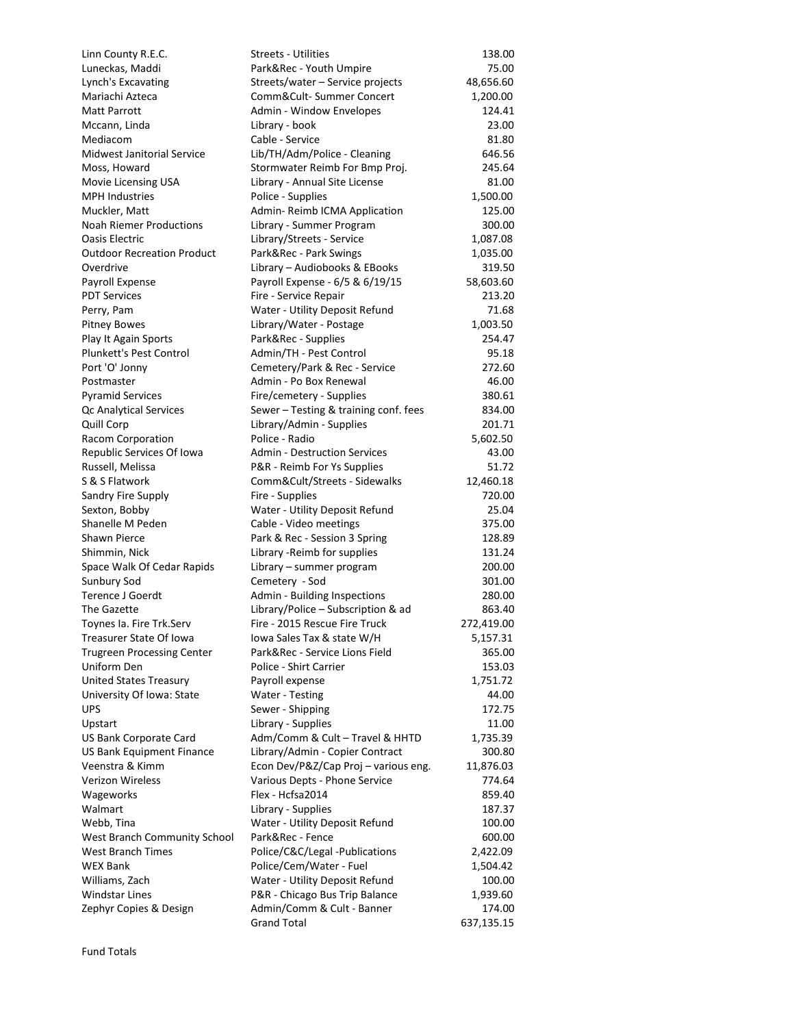| | | |
|---|---|---|
| Linn County R.E.C. | Streets - Utilities | 138.00 |
| Luneckas, Maddi | Park&Rec - Youth Umpire | 75.00 |
| Lynch's Excavating | Streets/water – Service projects | 48,656.60 |
| Mariachi Azteca | Comm&Cult- Summer Concert | 1,200.00 |
| Matt Parrott | Admin - Window Envelopes | 124.41 |
| Mccann, Linda | Library - book | 23.00 |
| Mediacom | Cable - Service | 81.80 |
| Midwest Janitorial Service | Lib/TH/Adm/Police - Cleaning | 646.56 |
| Moss, Howard | Stormwater Reimb For Bmp Proj. | 245.64 |
| Movie Licensing USA | Library - Annual Site License | 81.00 |
| MPH Industries | Police - Supplies | 1,500.00 |
| Muckler, Matt | Admin- Reimb ICMA Application | 125.00 |
| Noah Riemer Productions | Library - Summer Program | 300.00 |
| Oasis Electric | Library/Streets - Service | 1,087.08 |
| Outdoor Recreation Product | Park&Rec - Park Swings | 1,035.00 |
| Overdrive | Library – Audiobooks & EBooks | 319.50 |
| Payroll Expense | Payroll Expense - 6/5 & 6/19/15 | 58,603.60 |
| PDT Services | Fire - Service Repair | 213.20 |
| Perry, Pam | Water - Utility Deposit Refund | 71.68 |
| Pitney Bowes | Library/Water - Postage | 1,003.50 |
| Play It Again Sports | Park&Rec - Supplies | 254.47 |
| Plunkett's Pest Control | Admin/TH - Pest Control | 95.18 |
| Port 'O' Jonny | Cemetery/Park & Rec - Service | 272.60 |
| Postmaster | Admin - Po Box Renewal | 46.00 |
| Pyramid Services | Fire/cemetery - Supplies | 380.61 |
| Qc Analytical Services | Sewer – Testing & training conf. fees | 834.00 |
| Quill Corp | Library/Admin - Supplies | 201.71 |
| Racom Corporation | Police - Radio | 5,602.50 |
| Republic Services Of Iowa | Admin - Destruction Services | 43.00 |
| Russell, Melissa | P&R - Reimb For Ys Supplies | 51.72 |
| S & S Flatwork | Comm&Cult/Streets - Sidewalks | 12,460.18 |
| Sandry Fire Supply | Fire - Supplies | 720.00 |
| Sexton, Bobby | Water - Utility Deposit Refund | 25.04 |
| Shanelle M Peden | Cable - Video meetings | 375.00 |
| Shawn Pierce | Park & Rec - Session 3 Spring | 128.89 |
| Shimmin, Nick | Library -Reimb for supplies | 131.24 |
| Space Walk Of Cedar Rapids | Library – summer program | 200.00 |
| Sunbury Sod | Cemetery - Sod | 301.00 |
| Terence J Goerdt | Admin - Building Inspections | 280.00 |
| The Gazette | Library/Police – Subscription & ad | 863.40 |
| Toynes Ia. Fire Trk.Serv | Fire - 2015 Rescue Fire Truck | 272,419.00 |
| Treasurer State Of Iowa | Iowa Sales Tax & state W/H | 5,157.31 |
| Trugreen Processing Center | Park&Rec - Service Lions Field | 365.00 |
| Uniform Den | Police - Shirt Carrier | 153.03 |
| United States Treasury | Payroll expense | 1,751.72 |
| University Of Iowa: State | Water - Testing | 44.00 |
| UPS | Sewer - Shipping | 172.75 |
| Upstart | Library - Supplies | 11.00 |
| US Bank Corporate Card | Adm/Comm & Cult – Travel & HHTD | 1,735.39 |
| US Bank Equipment Finance | Library/Admin - Copier Contract | 300.80 |
| Veenstra & Kimm | Econ Dev/P&Z/Cap Proj – various eng. | 11,876.03 |
| Verizon Wireless | Various Depts - Phone Service | 774.64 |
| Wageworks | Flex - Hcfsa2014 | 859.40 |
| Walmart | Library - Supplies | 187.37 |
| Webb, Tina | Water - Utility Deposit Refund | 100.00 |
| West Branch Community School | Park&Rec - Fence | 600.00 |
| West Branch Times | Police/C&C/Legal -Publications | 2,422.09 |
| WEX Bank | Police/Cem/Water - Fuel | 1,504.42 |
| Williams, Zach | Water - Utility Deposit Refund | 100.00 |
| Windstar Lines | P&R - Chicago Bus Trip Balance | 1,939.60 |
| Zephyr Copies & Design | Admin/Comm & Cult - Banner | 174.00 |
| | Grand Total | 637,135.15 |

Fund Totals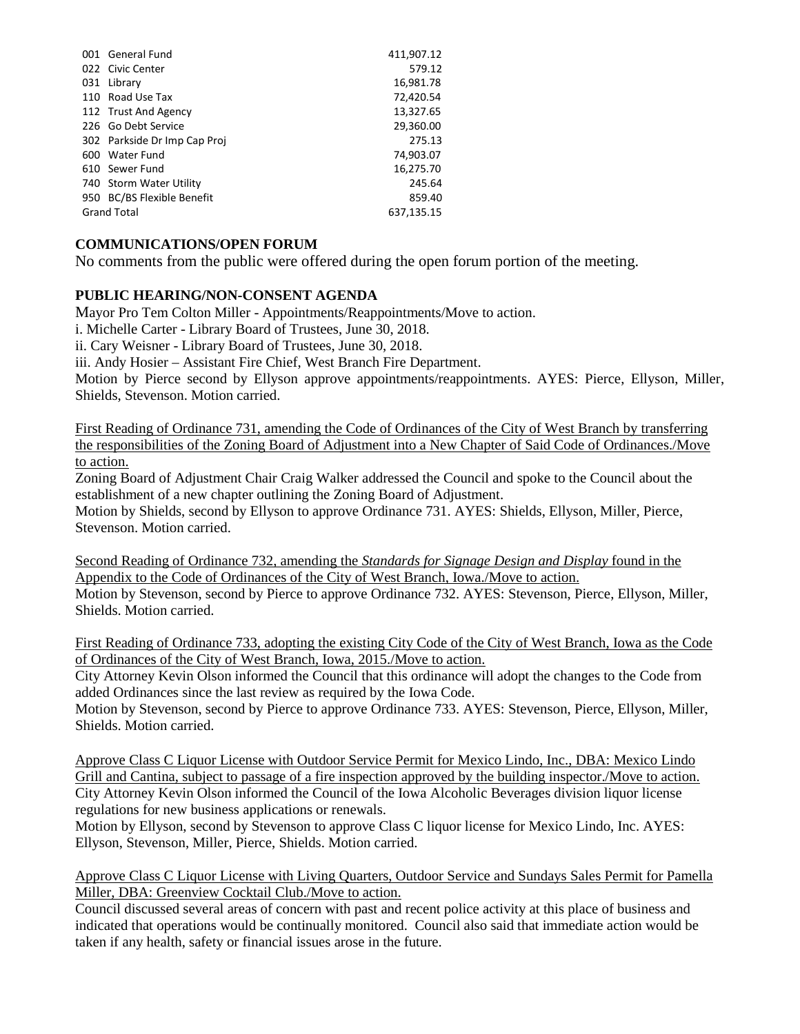| | |
|---|---|
| 001 General Fund | 411,907.12 |
| 022 Civic Center | 579.12 |
| 031 Library | 16,981.78 |
| 110 Road Use Tax | 72,420.54 |
| 112 Trust And Agency | 13,327.65 |
| 226 Go Debt Service | 29,360.00 |
| 302 Parkside Dr Imp Cap Proj | 275.13 |
| 600 Water Fund | 74,903.07 |
| 610 Sewer Fund | 16,275.70 |
| 740 Storm Water Utility | 245.64 |
| 950 BC/BS Flexible Benefit | 859.40 |
| Grand Total | 637,135.15 |

**COMMUNICATIONS/OPEN FORUM**

No comments from the public were offered during the open forum portion of the meeting.

**PUBLIC HEARING/NON-CONSENT AGENDA**

Mayor Pro Tem Colton Miller - Appointments/Reappointments/Move to action.

i. Michelle Carter - Library Board of Trustees, June 30, 2018.

ii. Cary Weisner - Library Board of Trustees, June 30, 2018.

iii. Andy Hosier – Assistant Fire Chief, West Branch Fire Department.

Motion by Pierce second by Ellyson approve appointments/reappointments. AYES: Pierce, Ellyson, Miller, Shields, Stevenson. Motion carried.

First Reading of Ordinance 731, amending the Code of Ordinances of the City of West Branch by transferring the responsibilities of the Zoning Board of Adjustment into a New Chapter of Said Code of Ordinances./Move to action.

Zoning Board of Adjustment Chair Craig Walker addressed the Council and spoke to the Council about the establishment of a new chapter outlining the Zoning Board of Adjustment.

Motion by Shields, second by Ellyson to approve Ordinance 731. AYES: Shields, Ellyson, Miller, Pierce, Stevenson. Motion carried.

Second Reading of Ordinance 732, amending the *Standards for Signage Design and Display* found in the Appendix to the Code of Ordinances of the City of West Branch, Iowa./Move to action.

Motion by Stevenson, second by Pierce to approve Ordinance 732. AYES: Stevenson, Pierce, Ellyson, Miller, Shields. Motion carried.

First Reading of Ordinance 733, adopting the existing City Code of the City of West Branch, Iowa as the Code of Ordinances of the City of West Branch, Iowa, 2015./Move to action.

City Attorney Kevin Olson informed the Council that this ordinance will adopt the changes to the Code from added Ordinances since the last review as required by the Iowa Code.

Motion by Stevenson, second by Pierce to approve Ordinance 733. AYES: Stevenson, Pierce, Ellyson, Miller, Shields. Motion carried.

Approve Class C Liquor License with Outdoor Service Permit for Mexico Lindo, Inc., DBA: Mexico Lindo Grill and Cantina, subject to passage of a fire inspection approved by the building inspector./Move to action.

City Attorney Kevin Olson informed the Council of the Iowa Alcoholic Beverages division liquor license regulations for new business applications or renewals.

Motion by Ellyson, second by Stevenson to approve Class C liquor license for Mexico Lindo, Inc. AYES: Ellyson, Stevenson, Miller, Pierce, Shields. Motion carried.

Approve Class C Liquor License with Living Quarters, Outdoor Service and Sundays Sales Permit for Pamella Miller, DBA: Greenview Cocktail Club./Move to action.

Council discussed several areas of concern with past and recent police activity at this place of business and indicated that operations would be continually monitored. Council also said that immediate action would be taken if any health, safety or financial issues arose in the future.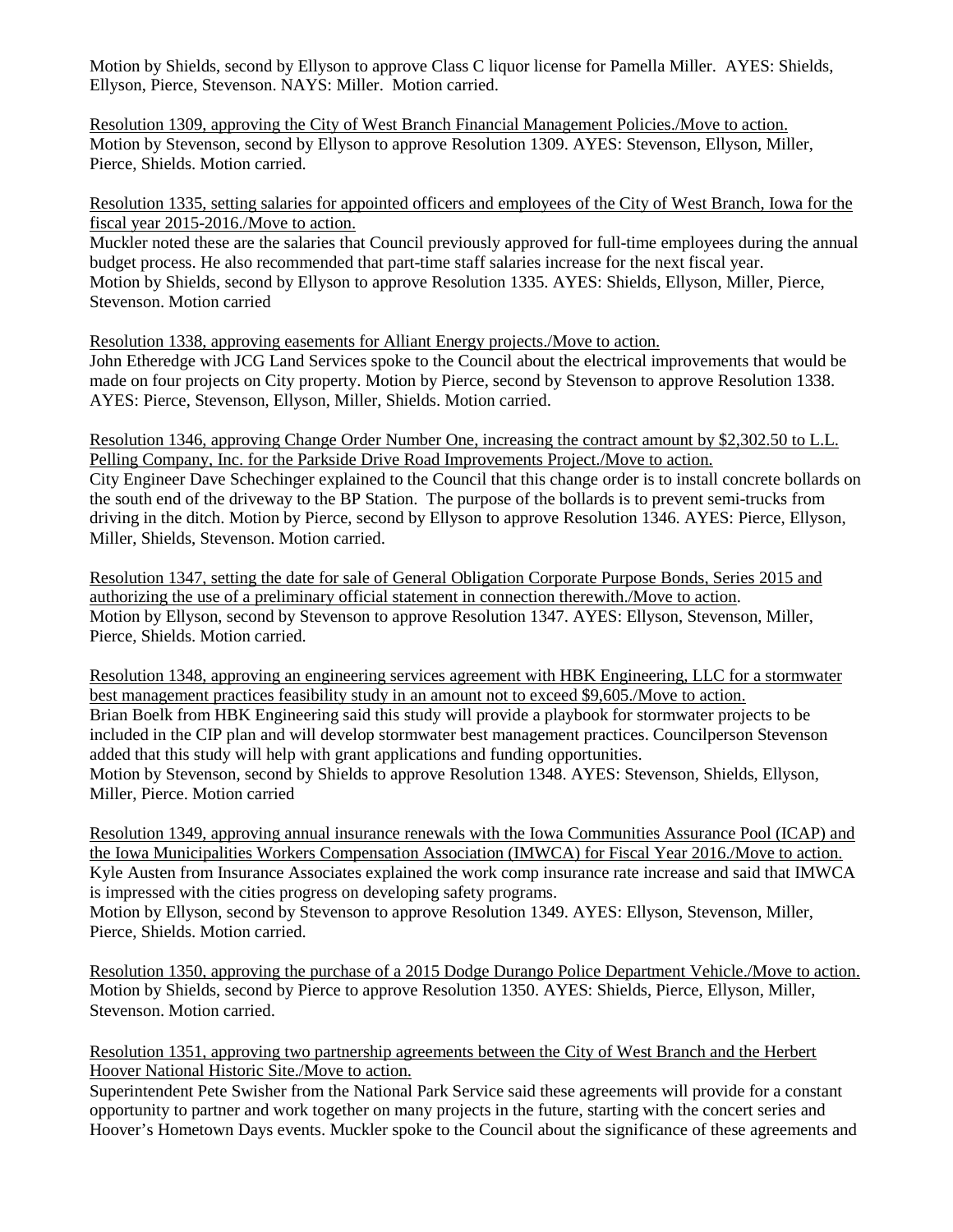Motion by Shields, second by Ellyson to approve Class C liquor license for Pamella Miller. AYES: Shields, Ellyson, Pierce, Stevenson. NAYS: Miller. Motion carried.

Resolution 1309, approving the City of West Branch Financial Management Policies./Move to action.
Motion by Stevenson, second by Ellyson to approve Resolution 1309. AYES: Stevenson, Ellyson, Miller, Pierce, Shields. Motion carried.

Resolution 1335, setting salaries for appointed officers and employees of the City of West Branch, Iowa for the fiscal year 2015-2016./Move to action.
Muckler noted these are the salaries that Council previously approved for full-time employees during the annual budget process. He also recommended that part-time staff salaries increase for the next fiscal year.
Motion by Shields, second by Ellyson to approve Resolution 1335. AYES: Shields, Ellyson, Miller, Pierce, Stevenson. Motion carried

Resolution 1338, approving easements for Alliant Energy projects./Move to action.
John Etheredge with JCG Land Services spoke to the Council about the electrical improvements that would be made on four projects on City property. Motion by Pierce, second by Stevenson to approve Resolution 1338. AYES: Pierce, Stevenson, Ellyson, Miller, Shields. Motion carried.

Resolution 1346, approving Change Order Number One, increasing the contract amount by $2,302.50 to L.L. Pelling Company, Inc. for the Parkside Drive Road Improvements Project./Move to action.
City Engineer Dave Schechinger explained to the Council that this change order is to install concrete bollards on the south end of the driveway to the BP Station. The purpose of the bollards is to prevent semi-trucks from driving in the ditch. Motion by Pierce, second by Ellyson to approve Resolution 1346. AYES: Pierce, Ellyson, Miller, Shields, Stevenson. Motion carried.

Resolution 1347, setting the date for sale of General Obligation Corporate Purpose Bonds, Series 2015 and authorizing the use of a preliminary official statement in connection therewith./Move to action.
Motion by Ellyson, second by Stevenson to approve Resolution 1347. AYES: Ellyson, Stevenson, Miller, Pierce, Shields. Motion carried.

Resolution 1348, approving an engineering services agreement with HBK Engineering, LLC for a stormwater best management practices feasibility study in an amount not to exceed $9,605./Move to action.
Brian Boelk from HBK Engineering said this study will provide a playbook for stormwater projects to be included in the CIP plan and will develop stormwater best management practices. Councilperson Stevenson added that this study will help with grant applications and funding opportunities.
Motion by Stevenson, second by Shields to approve Resolution 1348. AYES: Stevenson, Shields, Ellyson, Miller, Pierce. Motion carried

Resolution 1349, approving annual insurance renewals with the Iowa Communities Assurance Pool (ICAP) and the Iowa Municipalities Workers Compensation Association (IMWCA) for Fiscal Year 2016./Move to action.
Kyle Austen from Insurance Associates explained the work comp insurance rate increase and said that IMWCA is impressed with the cities progress on developing safety programs.
Motion by Ellyson, second by Stevenson to approve Resolution 1349. AYES: Ellyson, Stevenson, Miller, Pierce, Shields. Motion carried.

Resolution 1350, approving the purchase of a 2015 Dodge Durango Police Department Vehicle./Move to action.
Motion by Shields, second by Pierce to approve Resolution 1350. AYES: Shields, Pierce, Ellyson, Miller, Stevenson. Motion carried.

Resolution 1351, approving two partnership agreements between the City of West Branch and the Herbert Hoover National Historic Site./Move to action.
Superintendent Pete Swisher from the National Park Service said these agreements will provide for a constant opportunity to partner and work together on many projects in the future, starting with the concert series and Hoover's Hometown Days events. Muckler spoke to the Council about the significance of these agreements and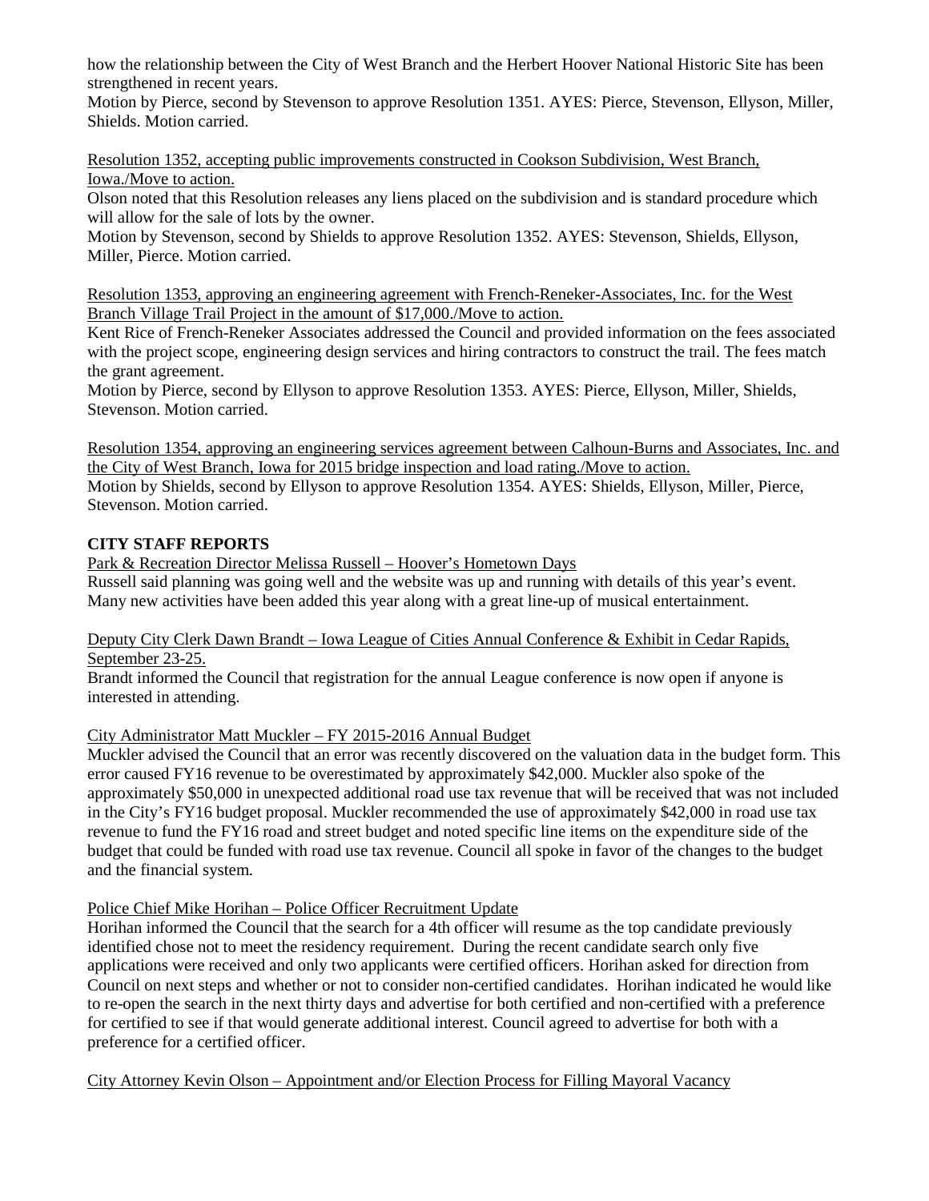how the relationship between the City of West Branch and the Herbert Hoover National Historic Site has been strengthened in recent years.
Motion by Pierce, second by Stevenson to approve Resolution 1351. AYES: Pierce, Stevenson, Ellyson, Miller, Shields. Motion carried.

Resolution 1352, accepting public improvements constructed in Cookson Subdivision, West Branch, Iowa./Move to action.
Olson noted that this Resolution releases any liens placed on the subdivision and is standard procedure which will allow for the sale of lots by the owner.
Motion by Stevenson, second by Shields to approve Resolution 1352. AYES: Stevenson, Shields, Ellyson, Miller, Pierce. Motion carried.

Resolution 1353, approving an engineering agreement with French-Reneker-Associates, Inc. for the West Branch Village Trail Project in the amount of $17,000./Move to action.
Kent Rice of French-Reneker Associates addressed the Council and provided information on the fees associated with the project scope, engineering design services and hiring contractors to construct the trail. The fees match the grant agreement.
Motion by Pierce, second by Ellyson to approve Resolution 1353. AYES: Pierce, Ellyson, Miller, Shields, Stevenson. Motion carried.

Resolution 1354, approving an engineering services agreement between Calhoun-Burns and Associates, Inc. and the City of West Branch, Iowa for 2015 bridge inspection and load rating./Move to action.
Motion by Shields, second by Ellyson to approve Resolution 1354. AYES: Shields, Ellyson, Miller, Pierce, Stevenson. Motion carried.

**CITY STAFF REPORTS**

Park & Recreation Director Melissa Russell – Hoover's Hometown Days
Russell said planning was going well and the website was up and running with details of this year's event. Many new activities have been added this year along with a great line-up of musical entertainment.

Deputy City Clerk Dawn Brandt – Iowa League of Cities Annual Conference & Exhibit in Cedar Rapids, September 23-25.
Brandt informed the Council that registration for the annual League conference is now open if anyone is interested in attending.

City Administrator Matt Muckler – FY 2015-2016 Annual Budget
Muckler advised the Council that an error was recently discovered on the valuation data in the budget form. This error caused FY16 revenue to be overestimated by approximately $42,000. Muckler also spoke of the approximately $50,000 in unexpected additional road use tax revenue that will be received that was not included in the City's FY16 budget proposal. Muckler recommended the use of approximately $42,000 in road use tax revenue to fund the FY16 road and street budget and noted specific line items on the expenditure side of the budget that could be funded with road use tax revenue. Council all spoke in favor of the changes to the budget and the financial system.

Police Chief Mike Horihan – Police Officer Recruitment Update
Horihan informed the Council that the search for a 4th officer will resume as the top candidate previously identified chose not to meet the residency requirement. During the recent candidate search only five applications were received and only two applicants were certified officers. Horihan asked for direction from Council on next steps and whether or not to consider non-certified candidates. Horihan indicated he would like to re-open the search in the next thirty days and advertise for both certified and non-certified with a preference for certified to see if that would generate additional interest. Council agreed to advertise for both with a preference for a certified officer.

City Attorney Kevin Olson – Appointment and/or Election Process for Filling Mayoral Vacancy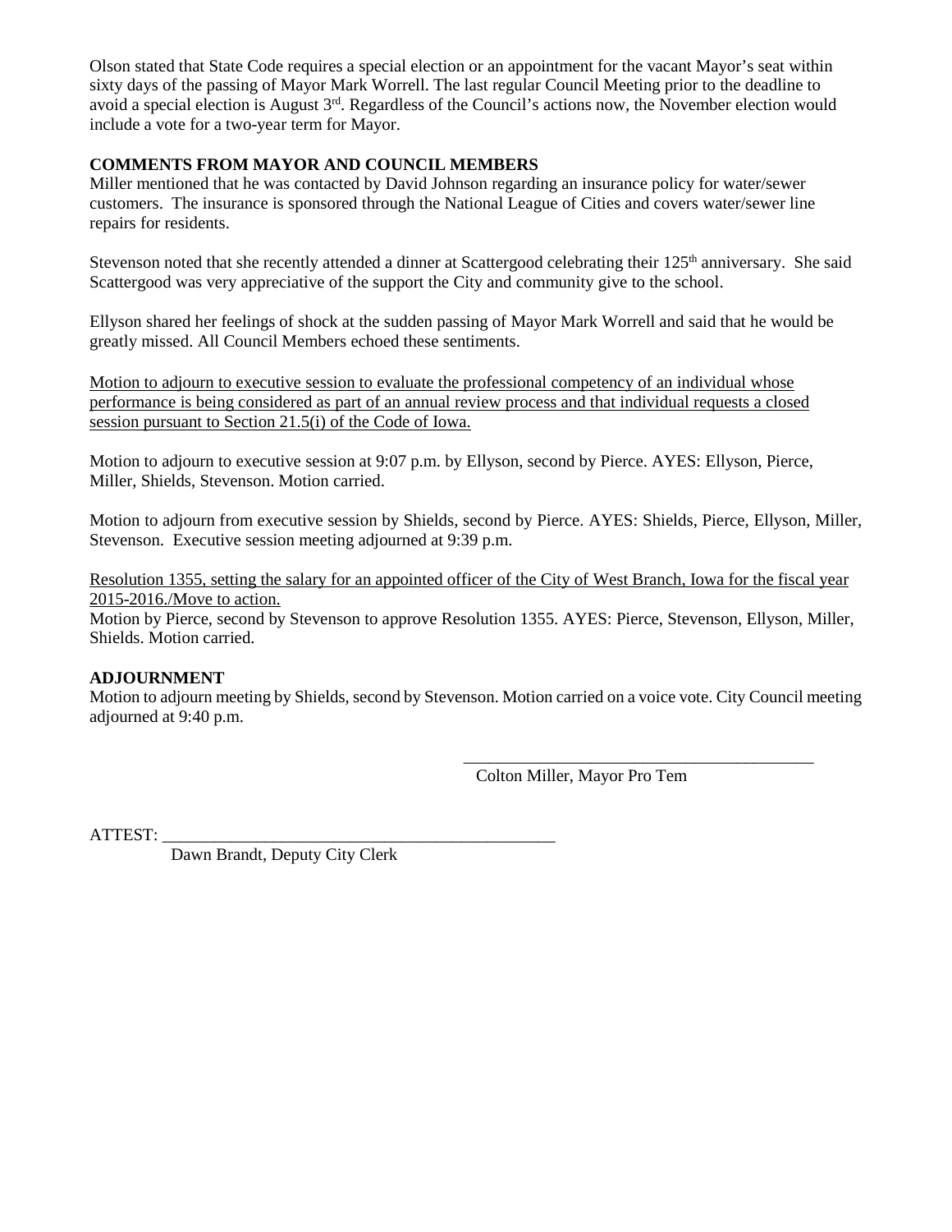Olson stated that State Code requires a special election or an appointment for the vacant Mayor's seat within sixty days of the passing of Mayor Mark Worrell. The last regular Council Meeting prior to the deadline to avoid a special election is August 3rd. Regardless of the Council's actions now, the November election would include a vote for a two-year term for Mayor.

**COMMENTS FROM MAYOR AND COUNCIL MEMBERS**

Miller mentioned that he was contacted by David Johnson regarding an insurance policy for water/sewer customers. The insurance is sponsored through the National League of Cities and covers water/sewer line repairs for residents.

Stevenson noted that she recently attended a dinner at Scattergood celebrating their 125th anniversary. She said Scattergood was very appreciative of the support the City and community give to the school.

Ellyson shared her feelings of shock at the sudden passing of Mayor Mark Worrell and said that he would be greatly missed. All Council Members echoed these sentiments.

<u>Motion to adjourn to executive session to evaluate the professional competency of an individual whose performance is being considered as part of an annual review process and that individual requests a closed session pursuant to Section 21.5(i) of the Code of Iowa.</u>

Motion to adjourn to executive session at 9:07 p.m. by Ellyson, second by Pierce. AYES: Ellyson, Pierce, Miller, Shields, Stevenson. Motion carried.

Motion to adjourn from executive session by Shields, second by Pierce. AYES: Shields, Pierce, Ellyson, Miller, Stevenson. Executive session meeting adjourned at 9:39 p.m.

<u>Resolution 1355, setting the salary for an appointed officer of the City of West Branch, Iowa for the fiscal year 2015-2016./Move to action.</u>

Motion by Pierce, second by Stevenson to approve Resolution 1355. AYES: Pierce, Stevenson, Ellyson, Miller, Shields. Motion carried.

**ADJOURNMENT**

Motion to adjourn meeting by Shields, second by Stevenson. Motion carried on a voice vote. City Council meeting adjourned at 9:40 p.m.

\_\_\_\_\_\_\_\_\_\_\_\_\_\_\_\_\_\_\_\_\_\_\_\_\_\_\_\_\_\_\_\_\_\_\_\_\_\_\_\_\_\_\_

Colton Miller, Mayor Pro Tem

ATTEST: \_\_\_\_\_\_\_\_\_\_\_\_\_\_\_\_\_\_\_\_\_\_\_\_\_\_\_\_\_\_\_\_\_\_\_\_\_\_\_\_\_\_\_\_\_\_\_\_

Dawn Brandt, Deputy City Clerk